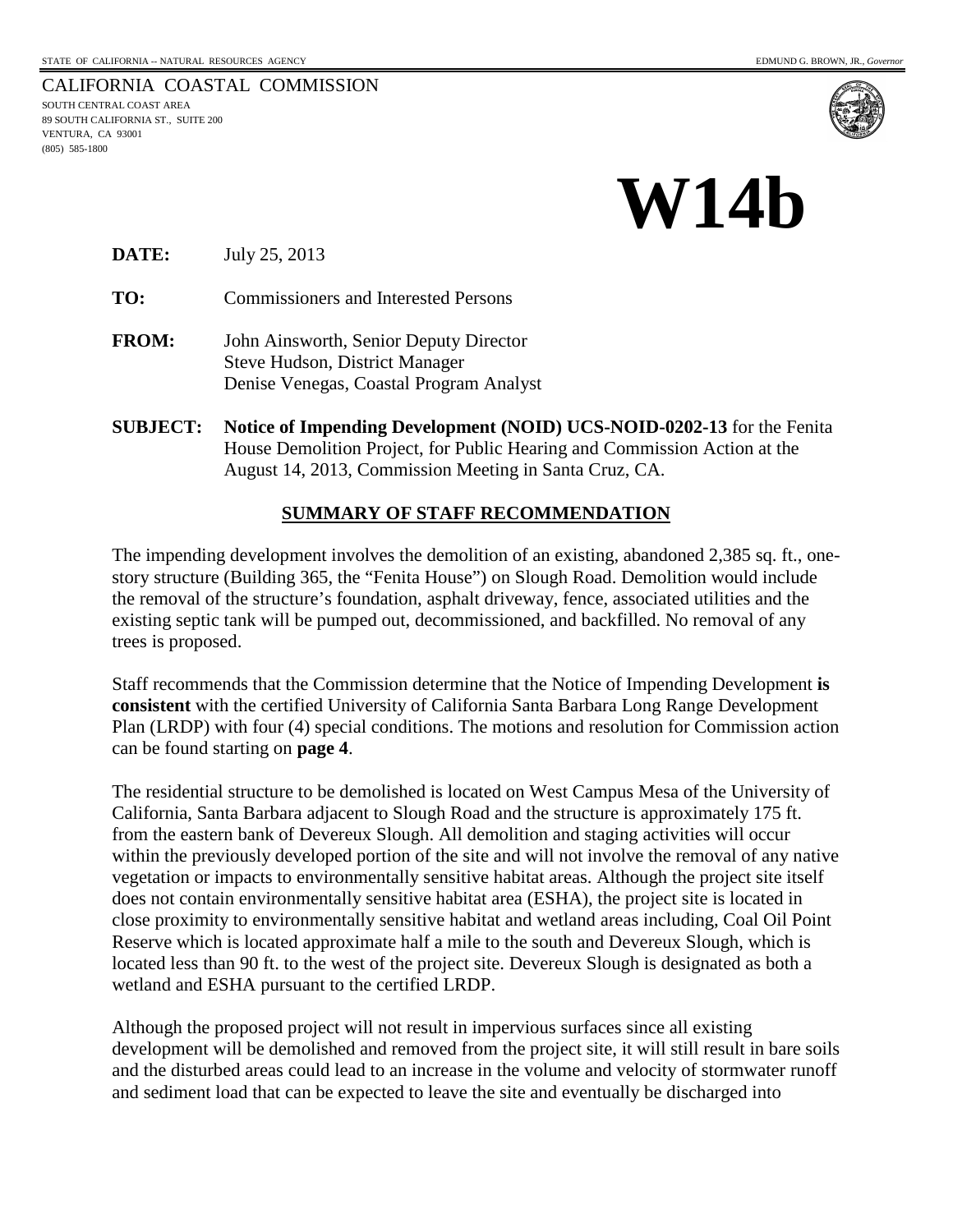STATE OF CALIFORNIA -- NATURAL RESOURCES AGENCY EDMUND G. BROWN, JR., *Governor*

CALIFORNIA COASTAL COMMISSION
SOUTH CENTRAL COAST AREA
89 SOUTH CALIFORNIA ST., SUITE 200
VENTURA, CA 93001
(805) 585-1800

# W14b

**DATE:** July 25, 2013

**TO:** Commissioners and Interested Persons

**FROM:** John Ainsworth, Senior Deputy Director
Steve Hudson, District Manager
Denise Venegas, Coastal Program Analyst

**SUBJECT:** **Notice of Impending Development (NOID) UCS-NOID-0202-13** for the Fenita House Demolition Project, for Public Hearing and Commission Action at the August 14, 2013, Commission Meeting in Santa Cruz, CA.

## SUMMARY OF STAFF RECOMMENDATION

The impending development involves the demolition of an existing, abandoned 2,385 sq. ft., one-story structure (Building 365, the "Fenita House") on Slough Road. Demolition would include the removal of the structure's foundation, asphalt driveway, fence, associated utilities and the existing septic tank will be pumped out, decommissioned, and backfilled. No removal of any trees is proposed.

Staff recommends that the Commission determine that the Notice of Impending Development **is consistent** with the certified University of California Santa Barbara Long Range Development Plan (LRDP) with four (4) special conditions. The motions and resolution for Commission action can be found starting on **page 4**.

The residential structure to be demolished is located on West Campus Mesa of the University of California, Santa Barbara adjacent to Slough Road and the structure is approximately 175 ft. from the eastern bank of Devereux Slough. All demolition and staging activities will occur within the previously developed portion of the site and will not involve the removal of any native vegetation or impacts to environmentally sensitive habitat areas. Although the project site itself does not contain environmentally sensitive habitat area (ESHA), the project site is located in close proximity to environmentally sensitive habitat and wetland areas including, Coal Oil Point Reserve which is located approximate half a mile to the south and Devereux Slough, which is located less than 90 ft. to the west of the project site. Devereux Slough is designated as both a wetland and ESHA pursuant to the certified LRDP.

Although the proposed project will not result in impervious surfaces since all existing development will be demolished and removed from the project site, it will still result in bare soils and the disturbed areas could lead to an increase in the volume and velocity of stormwater runoff and sediment load that can be expected to leave the site and eventually be discharged into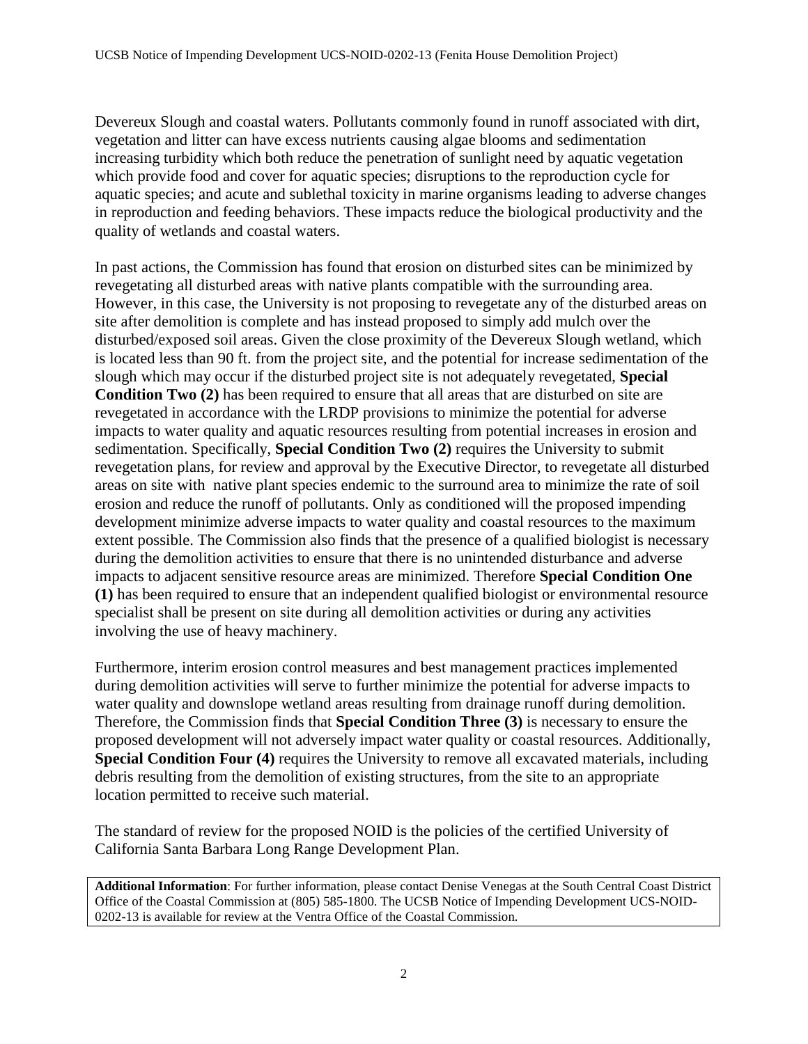Devereux Slough and coastal waters. Pollutants commonly found in runoff associated with dirt, vegetation and litter can have excess nutrients causing algae blooms and sedimentation increasing turbidity which both reduce the penetration of sunlight need by aquatic vegetation which provide food and cover for aquatic species; disruptions to the reproduction cycle for aquatic species; and acute and sublethal toxicity in marine organisms leading to adverse changes in reproduction and feeding behaviors. These impacts reduce the biological productivity and the quality of wetlands and coastal waters.

In past actions, the Commission has found that erosion on disturbed sites can be minimized by revegetating all disturbed areas with native plants compatible with the surrounding area. However, in this case, the University is not proposing to revegetate any of the disturbed areas on site after demolition is complete and has instead proposed to simply add mulch over the disturbed/exposed soil areas. Given the close proximity of the Devereux Slough wetland, which is located less than 90 ft. from the project site, and the potential for increase sedimentation of the slough which may occur if the disturbed project site is not adequately revegetated, **Special Condition Two (2)** has been required to ensure that all areas that are disturbed on site are revegetated in accordance with the LRDP provisions to minimize the potential for adverse impacts to water quality and aquatic resources resulting from potential increases in erosion and sedimentation. Specifically, **Special Condition Two (2)** requires the University to submit revegetation plans, for review and approval by the Executive Director, to revegetate all disturbed areas on site with native plant species endemic to the surround area to minimize the rate of soil erosion and reduce the runoff of pollutants. Only as conditioned will the proposed impending development minimize adverse impacts to water quality and coastal resources to the maximum extent possible. The Commission also finds that the presence of a qualified biologist is necessary during the demolition activities to ensure that there is no unintended disturbance and adverse impacts to adjacent sensitive resource areas are minimized. Therefore **Special Condition One (1)** has been required to ensure that an independent qualified biologist or environmental resource specialist shall be present on site during all demolition activities or during any activities involving the use of heavy machinery.

Furthermore, interim erosion control measures and best management practices implemented during demolition activities will serve to further minimize the potential for adverse impacts to water quality and downslope wetland areas resulting from drainage runoff during demolition. Therefore, the Commission finds that **Special Condition Three (3)** is necessary to ensure the proposed development will not adversely impact water quality or coastal resources. Additionally, **Special Condition Four (4)** requires the University to remove all excavated materials, including debris resulting from the demolition of existing structures, from the site to an appropriate location permitted to receive such material.

The standard of review for the proposed NOID is the policies of the certified University of California Santa Barbara Long Range Development Plan.

**Additional Information**: For further information, please contact Denise Venegas at the South Central Coast District Office of the Coastal Commission at (805) 585-1800. The UCSB Notice of Impending Development UCS-NOID-0202-13 is available for review at the Ventra Office of the Coastal Commission.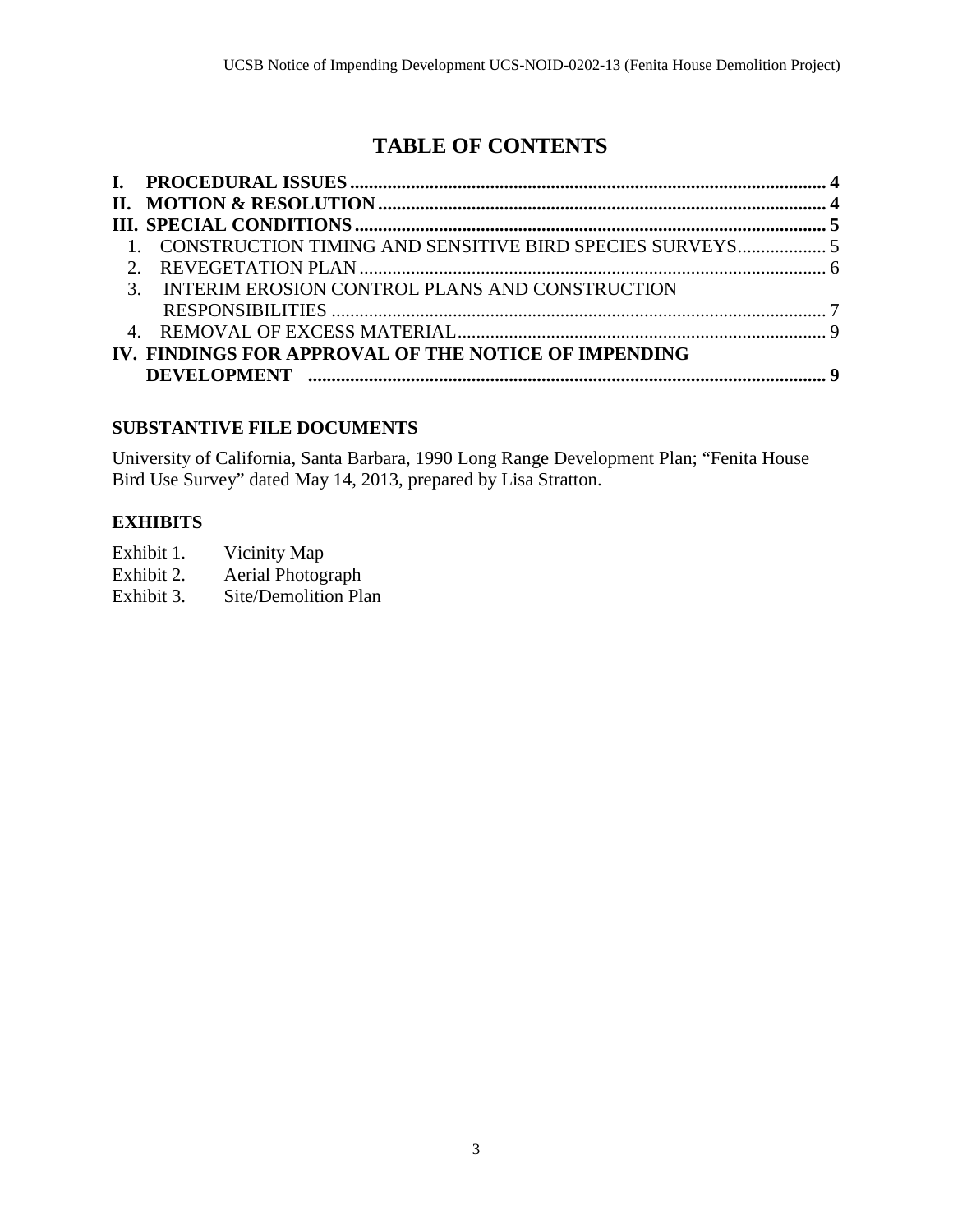# TABLE OF CONTENTS

**I. PROCEDURAL ISSUES** ........................................................................................... **4**
**II. MOTION & RESOLUTION** ........................................................................................ **4**
**III. SPECIAL CONDITIONS** ........................................................................................ **5**
1. CONSTRUCTION TIMING AND SENSITIVE BIRD SPECIES SURVEYS .................. 5
2. REVEGETATION PLAN ........................................................................................ 6
3. INTERIM EROSION CONTROL PLANS AND CONSTRUCTION RESPONSIBILITIES ........................................................................................ 7
4. REMOVAL OF EXCESS MATERIAL ........................................................................ 9

**IV. FINDINGS FOR APPROVAL OF THE NOTICE OF IMPENDING DEVELOPMENT** ........................................................................................ **9**

## SUBSTANTIVE FILE DOCUMENTS

University of California, Santa Barbara, 1990 Long Range Development Plan; "Fenita House Bird Use Survey" dated May 14, 2013, prepared by Lisa Stratton.

## EXHIBITS

Exhibit 1. Vicinity Map
Exhibit 2. Aerial Photograph
Exhibit 3. Site/Demolition Plan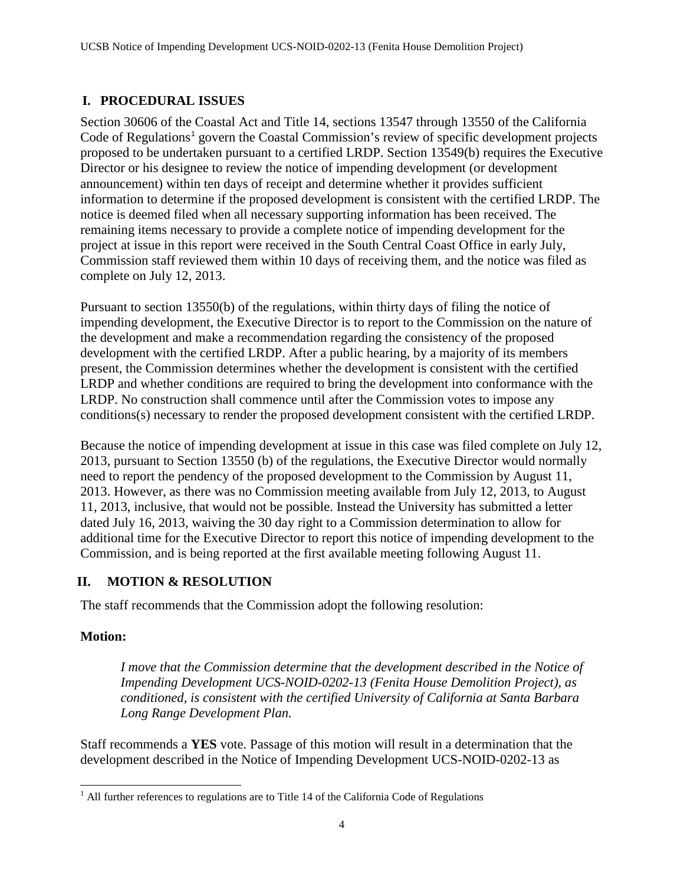## I. PROCEDURAL ISSUES

Section 30606 of the Coastal Act and Title 14, sections 13547 through 13550 of the California Code of Regulations[1] govern the Coastal Commission's review of specific development projects proposed to be undertaken pursuant to a certified LRDP. Section 13549(b) requires the Executive Director or his designee to review the notice of impending development (or development announcement) within ten days of receipt and determine whether it provides sufficient information to determine if the proposed development is consistent with the certified LRDP. The notice is deemed filed when all necessary supporting information has been received. The remaining items necessary to provide a complete notice of impending development for the project at issue in this report were received in the South Central Coast Office in early July, Commission staff reviewed them within 10 days of receiving them, and the notice was filed as complete on July 12, 2013.

Pursuant to section 13550(b) of the regulations, within thirty days of filing the notice of impending development, the Executive Director is to report to the Commission on the nature of the development and make a recommendation regarding the consistency of the proposed development with the certified LRDP. After a public hearing, by a majority of its members present, the Commission determines whether the development is consistent with the certified LRDP and whether conditions are required to bring the development into conformance with the LRDP. No construction shall commence until after the Commission votes to impose any conditions(s) necessary to render the proposed development consistent with the certified LRDP.

Because the notice of impending development at issue in this case was filed complete on July 12, 2013, pursuant to Section 13550 (b) of the regulations, the Executive Director would normally need to report the pendency of the proposed development to the Commission by August 11, 2013. However, as there was no Commission meeting available from July 12, 2013, to August 11, 2013, inclusive, that would not be possible. Instead the University has submitted a letter dated July 16, 2013, waiving the 30 day right to a Commission determination to allow for additional time for the Executive Director to report this notice of impending development to the Commission, and is being reported at the first available meeting following August 11.

## II. MOTION & RESOLUTION

The staff recommends that the Commission adopt the following resolution:

**Motion:**

> *I move that the Commission determine that the development described in the Notice of Impending Development UCS-NOID-0202-13 (Fenita House Demolition Project), as conditioned, is consistent with the certified University of California at Santa Barbara Long Range Development Plan.*

Staff recommends a **YES** vote. Passage of this motion will result in a determination that the development described in the Notice of Impending Development UCS-NOID-0202-13 as

[1] All further references to regulations are to Title 14 of the California Code of Regulations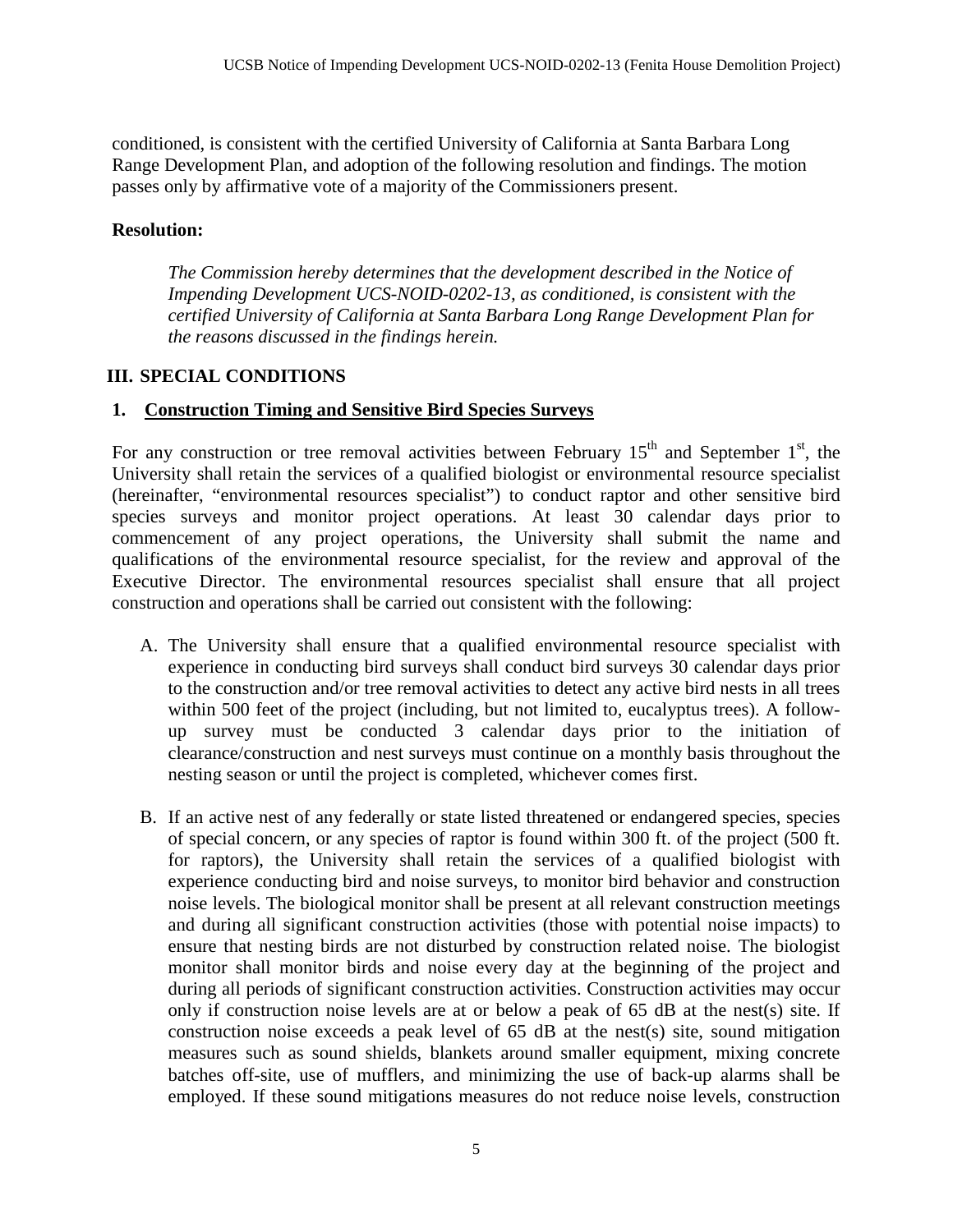conditioned, is consistent with the certified University of California at Santa Barbara Long Range Development Plan, and adoption of the following resolution and findings. The motion passes only by affirmative vote of a majority of the Commissioners present.

**Resolution:**

*The Commission hereby determines that the development described in the Notice of Impending Development UCS-NOID-0202-13, as conditioned, is consistent with the certified University of California at Santa Barbara Long Range Development Plan for the reasons discussed in the findings herein.*

## III. SPECIAL CONDITIONS

### 1. <u>Construction Timing and Sensitive Bird Species Surveys</u>

For any construction or tree removal activities between February 15th and September 1st, the University shall retain the services of a qualified biologist or environmental resource specialist (hereinafter, "environmental resources specialist") to conduct raptor and other sensitive bird species surveys and monitor project operations. At least 30 calendar days prior to commencement of any project operations, the University shall submit the name and qualifications of the environmental resource specialist, for the review and approval of the Executive Director. The environmental resources specialist shall ensure that all project construction and operations shall be carried out consistent with the following:

A. The University shall ensure that a qualified environmental resource specialist with experience in conducting bird surveys shall conduct bird surveys 30 calendar days prior to the construction and/or tree removal activities to detect any active bird nests in all trees within 500 feet of the project (including, but not limited to, eucalyptus trees). A follow-up survey must be conducted 3 calendar days prior to the initiation of clearance/construction and nest surveys must continue on a monthly basis throughout the nesting season or until the project is completed, whichever comes first.

B. If an active nest of any federally or state listed threatened or endangered species, species of special concern, or any species of raptor is found within 300 ft. of the project (500 ft. for raptors), the University shall retain the services of a qualified biologist with experience conducting bird and noise surveys, to monitor bird behavior and construction noise levels. The biological monitor shall be present at all relevant construction meetings and during all significant construction activities (those with potential noise impacts) to ensure that nesting birds are not disturbed by construction related noise. The biologist monitor shall monitor birds and noise every day at the beginning of the project and during all periods of significant construction activities. Construction activities may occur only if construction noise levels are at or below a peak of 65 dB at the nest(s) site. If construction noise exceeds a peak level of 65 dB at the nest(s) site, sound mitigation measures such as sound shields, blankets around smaller equipment, mixing concrete batches off-site, use of mufflers, and minimizing the use of back-up alarms shall be employed. If these sound mitigations measures do not reduce noise levels, construction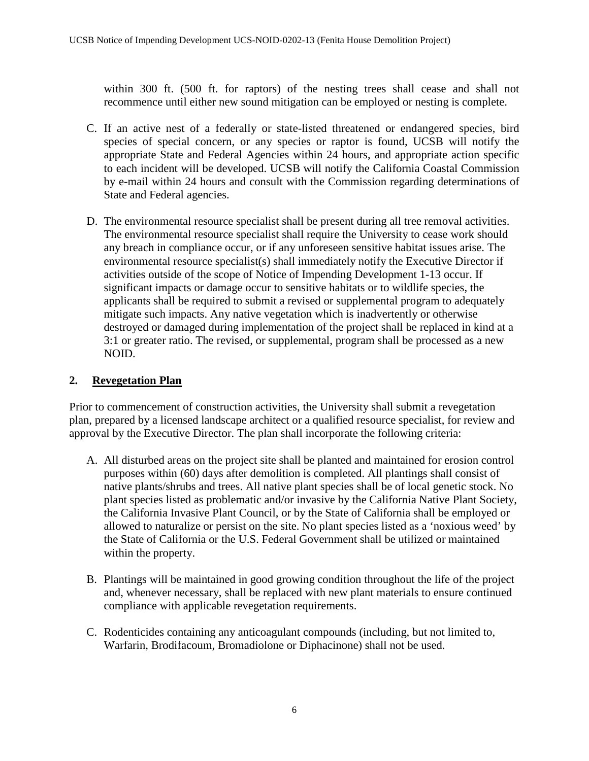within 300 ft. (500 ft. for raptors) of the nesting trees shall cease and shall not recommence until either new sound mitigation can be employed or nesting is complete.

C. If an active nest of a federally or state-listed threatened or endangered species, bird species of special concern, or any species or raptor is found, UCSB will notify the appropriate State and Federal Agencies within 24 hours, and appropriate action specific to each incident will be developed. UCSB will notify the California Coastal Commission by e-mail within 24 hours and consult with the Commission regarding determinations of State and Federal agencies.

D. The environmental resource specialist shall be present during all tree removal activities. The environmental resource specialist shall require the University to cease work should any breach in compliance occur, or if any unforeseen sensitive habitat issues arise. The environmental resource specialist(s) shall immediately notify the Executive Director if activities outside of the scope of Notice of Impending Development 1-13 occur. If significant impacts or damage occur to sensitive habitats or to wildlife species, the applicants shall be required to submit a revised or supplemental program to adequately mitigate such impacts. Any native vegetation which is inadvertently or otherwise destroyed or damaged during implementation of the project shall be replaced in kind at a 3:1 or greater ratio. The revised, or supplemental, program shall be processed as a new NOID.

## 2. Revegetation Plan

Prior to commencement of construction activities, the University shall submit a revegetation plan, prepared by a licensed landscape architect or a qualified resource specialist, for review and approval by the Executive Director. The plan shall incorporate the following criteria:

A. All disturbed areas on the project site shall be planted and maintained for erosion control purposes within (60) days after demolition is completed. All plantings shall consist of native plants/shrubs and trees. All native plant species shall be of local genetic stock. No plant species listed as problematic and/or invasive by the California Native Plant Society, the California Invasive Plant Council, or by the State of California shall be employed or allowed to naturalize or persist on the site. No plant species listed as a 'noxious weed' by the State of California or the U.S. Federal Government shall be utilized or maintained within the property.

B. Plantings will be maintained in good growing condition throughout the life of the project and, whenever necessary, shall be replaced with new plant materials to ensure continued compliance with applicable revegetation requirements.

C. Rodenticides containing any anticoagulant compounds (including, but not limited to, Warfarin, Brodifacoum, Bromadiolone or Diphacinone) shall not be used.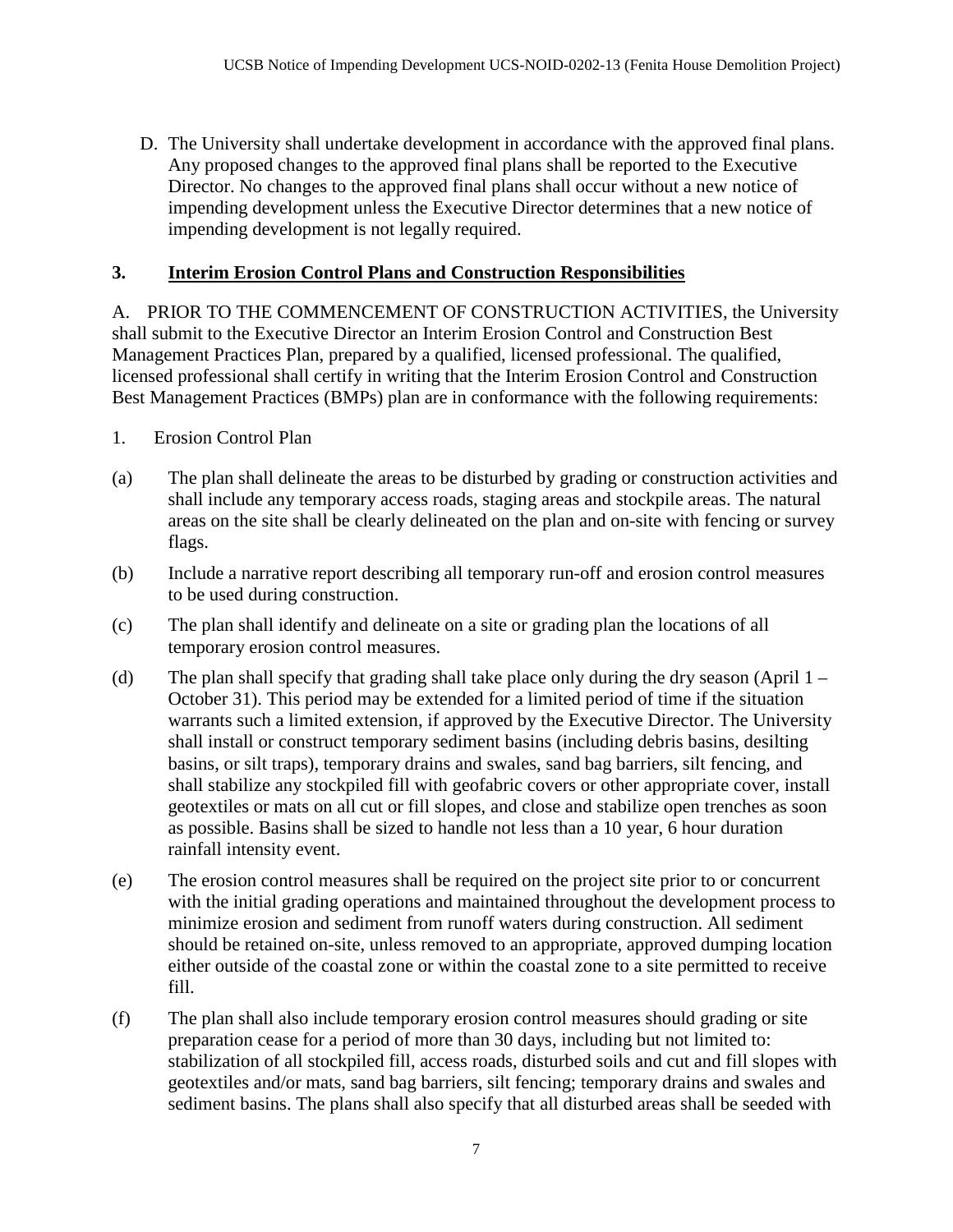D. The University shall undertake development in accordance with the approved final plans. Any proposed changes to the approved final plans shall be reported to the Executive Director. No changes to the approved final plans shall occur without a new notice of impending development unless the Executive Director determines that a new notice of impending development is not legally required.

## 3. Interim Erosion Control Plans and Construction Responsibilities

A. PRIOR TO THE COMMENCEMENT OF CONSTRUCTION ACTIVITIES, the University shall submit to the Executive Director an Interim Erosion Control and Construction Best Management Practices Plan, prepared by a qualified, licensed professional. The qualified, licensed professional shall certify in writing that the Interim Erosion Control and Construction Best Management Practices (BMPs) plan are in conformance with the following requirements:

1. Erosion Control Plan

(a) The plan shall delineate the areas to be disturbed by grading or construction activities and shall include any temporary access roads, staging areas and stockpile areas. The natural areas on the site shall be clearly delineated on the plan and on-site with fencing or survey flags.

(b) Include a narrative report describing all temporary run-off and erosion control measures to be used during construction.

(c) The plan shall identify and delineate on a site or grading plan the locations of all temporary erosion control measures.

(d) The plan shall specify that grading shall take place only during the dry season (April 1 – October 31). This period may be extended for a limited period of time if the situation warrants such a limited extension, if approved by the Executive Director. The University shall install or construct temporary sediment basins (including debris basins, desilting basins, or silt traps), temporary drains and swales, sand bag barriers, silt fencing, and shall stabilize any stockpiled fill with geofabric covers or other appropriate cover, install geotextiles or mats on all cut or fill slopes, and close and stabilize open trenches as soon as possible. Basins shall be sized to handle not less than a 10 year, 6 hour duration rainfall intensity event.

(e) The erosion control measures shall be required on the project site prior to or concurrent with the initial grading operations and maintained throughout the development process to minimize erosion and sediment from runoff waters during construction. All sediment should be retained on-site, unless removed to an appropriate, approved dumping location either outside of the coastal zone or within the coastal zone to a site permitted to receive fill.

(f) The plan shall also include temporary erosion control measures should grading or site preparation cease for a period of more than 30 days, including but not limited to: stabilization of all stockpiled fill, access roads, disturbed soils and cut and fill slopes with geotextiles and/or mats, sand bag barriers, silt fencing; temporary drains and swales and sediment basins. The plans shall also specify that all disturbed areas shall be seeded with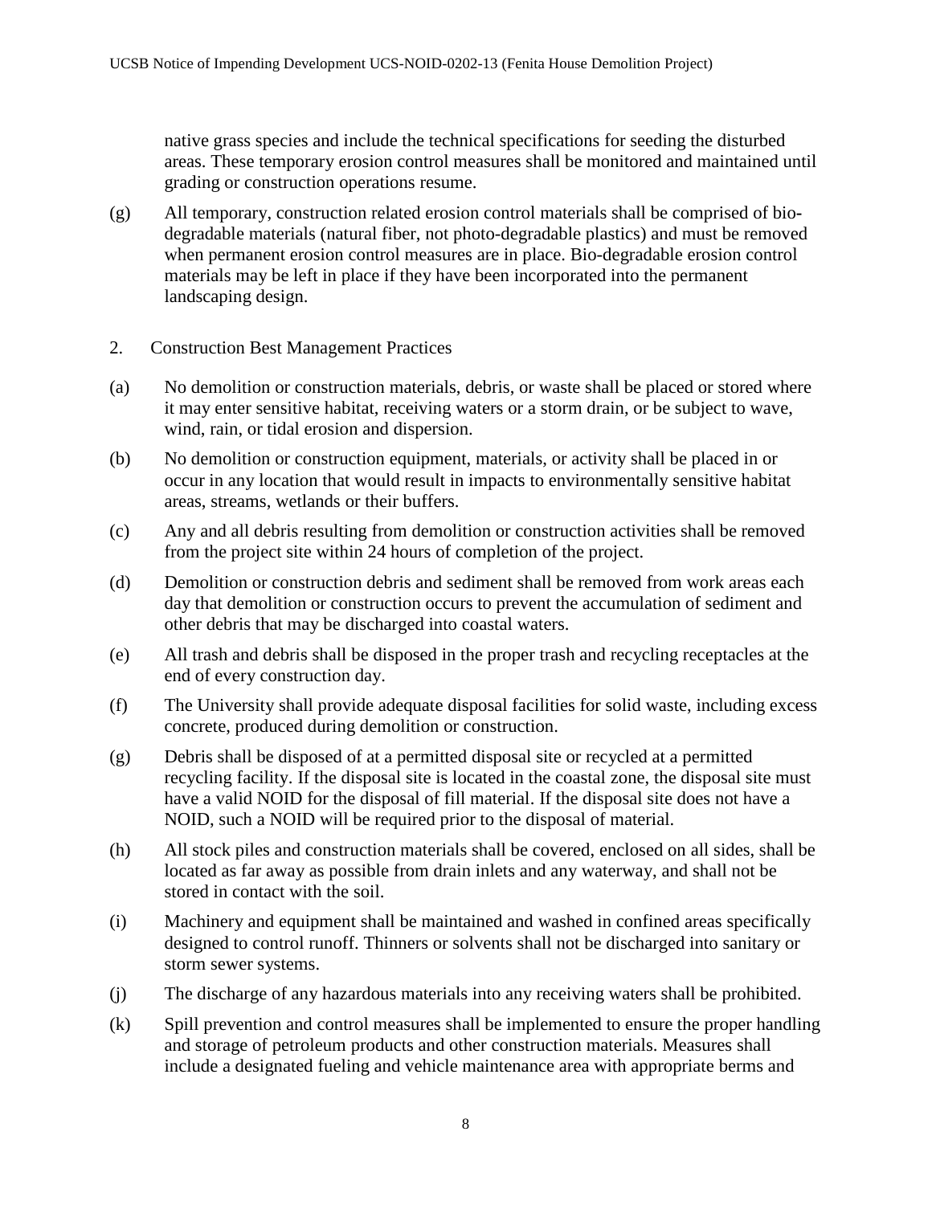native grass species and include the technical specifications for seeding the disturbed areas. These temporary erosion control measures shall be monitored and maintained until grading or construction operations resume.

(g) All temporary, construction related erosion control materials shall be comprised of bio-degradable materials (natural fiber, not photo-degradable plastics) and must be removed when permanent erosion control measures are in place. Bio-degradable erosion control materials may be left in place if they have been incorporated into the permanent landscaping design.

2. Construction Best Management Practices

(a) No demolition or construction materials, debris, or waste shall be placed or stored where it may enter sensitive habitat, receiving waters or a storm drain, or be subject to wave, wind, rain, or tidal erosion and dispersion.

(b) No demolition or construction equipment, materials, or activity shall be placed in or occur in any location that would result in impacts to environmentally sensitive habitat areas, streams, wetlands or their buffers.

(c) Any and all debris resulting from demolition or construction activities shall be removed from the project site within 24 hours of completion of the project.

(d) Demolition or construction debris and sediment shall be removed from work areas each day that demolition or construction occurs to prevent the accumulation of sediment and other debris that may be discharged into coastal waters.

(e) All trash and debris shall be disposed in the proper trash and recycling receptacles at the end of every construction day.

(f) The University shall provide adequate disposal facilities for solid waste, including excess concrete, produced during demolition or construction.

(g) Debris shall be disposed of at a permitted disposal site or recycled at a permitted recycling facility. If the disposal site is located in the coastal zone, the disposal site must have a valid NOID for the disposal of fill material. If the disposal site does not have a NOID, such a NOID will be required prior to the disposal of material.

(h) All stock piles and construction materials shall be covered, enclosed on all sides, shall be located as far away as possible from drain inlets and any waterway, and shall not be stored in contact with the soil.

(i) Machinery and equipment shall be maintained and washed in confined areas specifically designed to control runoff. Thinners or solvents shall not be discharged into sanitary or storm sewer systems.

(j) The discharge of any hazardous materials into any receiving waters shall be prohibited.

(k) Spill prevention and control measures shall be implemented to ensure the proper handling and storage of petroleum products and other construction materials. Measures shall include a designated fueling and vehicle maintenance area with appropriate berms and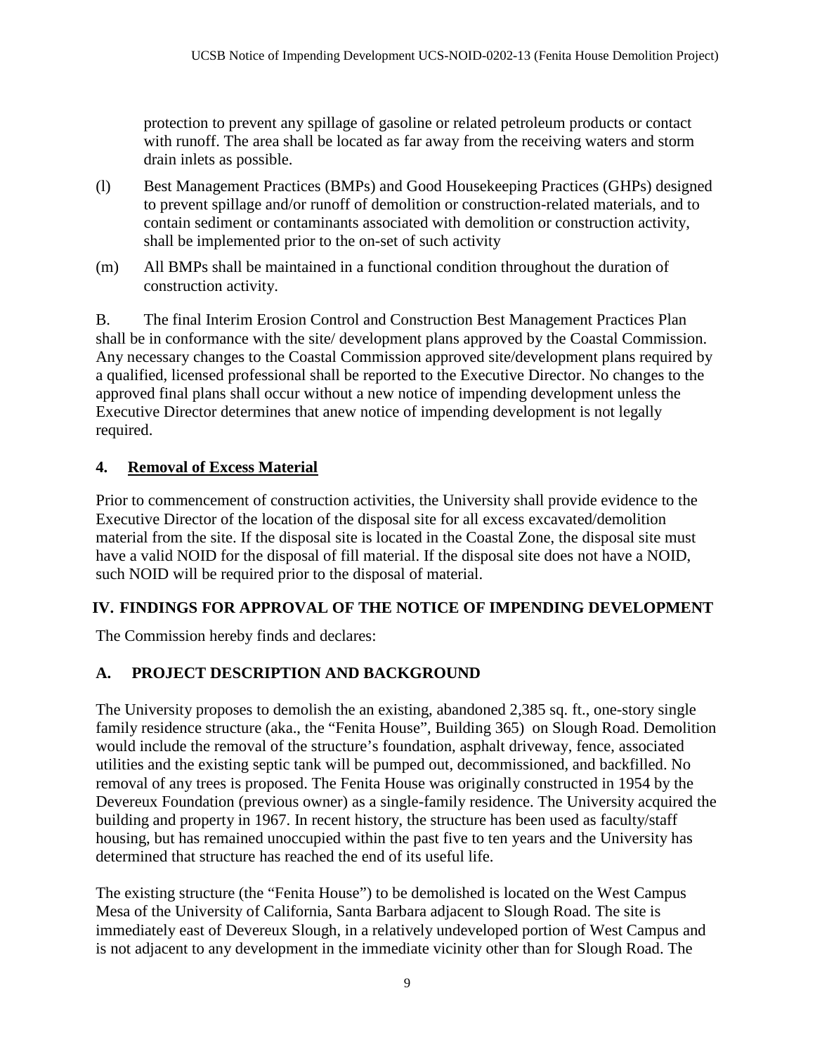protection to prevent any spillage of gasoline or related petroleum products or contact with runoff. The area shall be located as far away from the receiving waters and storm drain inlets as possible.

(l) Best Management Practices (BMPs) and Good Housekeeping Practices (GHPs) designed to prevent spillage and/or runoff of demolition or construction-related materials, and to contain sediment or contaminants associated with demolition or construction activity, shall be implemented prior to the on-set of such activity

(m) All BMPs shall be maintained in a functional condition throughout the duration of construction activity.

B. The final Interim Erosion Control and Construction Best Management Practices Plan shall be in conformance with the site/ development plans approved by the Coastal Commission. Any necessary changes to the Coastal Commission approved site/development plans required by a qualified, licensed professional shall be reported to the Executive Director. No changes to the approved final plans shall occur without a new notice of impending development unless the Executive Director determines that anew notice of impending development is not legally required.

### 4. Removal of Excess Material

Prior to commencement of construction activities, the University shall provide evidence to the Executive Director of the location of the disposal site for all excess excavated/demolition material from the site. If the disposal site is located in the Coastal Zone, the disposal site must have a valid NOID for the disposal of fill material. If the disposal site does not have a NOID, such NOID will be required prior to the disposal of material.

## IV. FINDINGS FOR APPROVAL OF THE NOTICE OF IMPENDING DEVELOPMENT

The Commission hereby finds and declares:

### A. PROJECT DESCRIPTION AND BACKGROUND

The University proposes to demolish the an existing, abandoned 2,385 sq. ft., one-story single family residence structure (aka., the "Fenita House", Building 365) on Slough Road. Demolition would include the removal of the structure's foundation, asphalt driveway, fence, associated utilities and the existing septic tank will be pumped out, decommissioned, and backfilled. No removal of any trees is proposed. The Fenita House was originally constructed in 1954 by the Devereux Foundation (previous owner) as a single-family residence. The University acquired the building and property in 1967. In recent history, the structure has been used as faculty/staff housing, but has remained unoccupied within the past five to ten years and the University has determined that structure has reached the end of its useful life.

The existing structure (the "Fenita House") to be demolished is located on the West Campus Mesa of the University of California, Santa Barbara adjacent to Slough Road. The site is immediately east of Devereux Slough, in a relatively undeveloped portion of West Campus and is not adjacent to any development in the immediate vicinity other than for Slough Road. The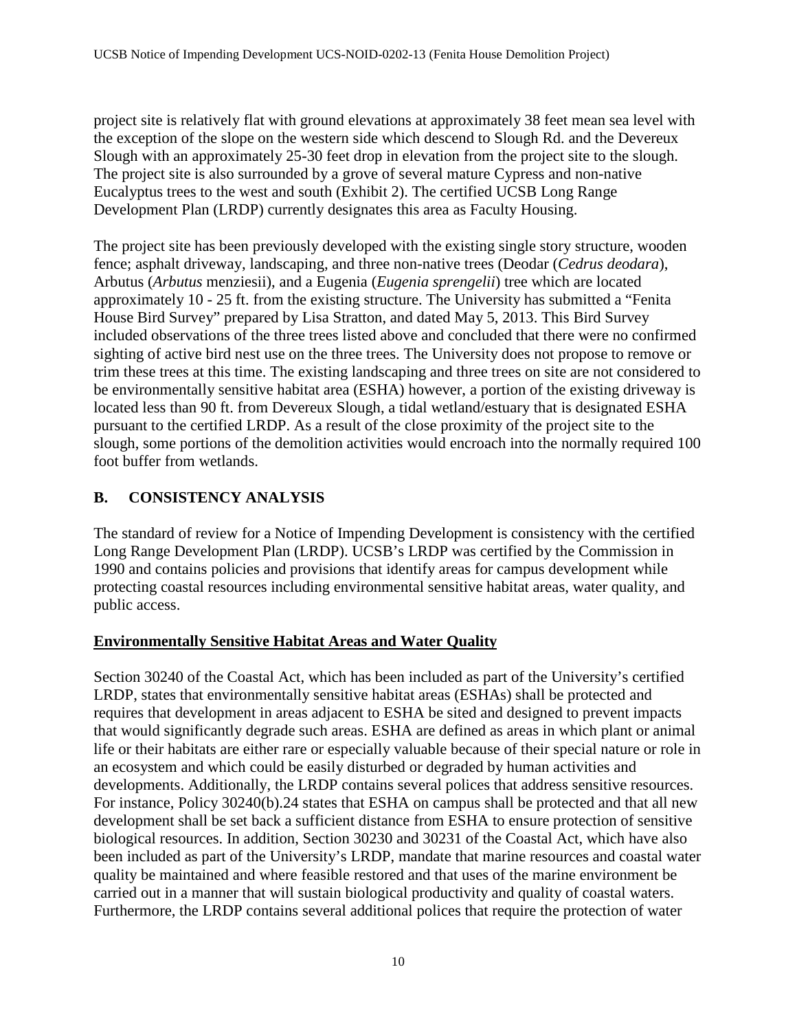project site is relatively flat with ground elevations at approximately 38 feet mean sea level with the exception of the slope on the western side which descend to Slough Rd. and the Devereux Slough with an approximately 25-30 feet drop in elevation from the project site to the slough. The project site is also surrounded by a grove of several mature Cypress and non-native Eucalyptus trees to the west and south (Exhibit 2). The certified UCSB Long Range Development Plan (LRDP) currently designates this area as Faculty Housing.

The project site has been previously developed with the existing single story structure, wooden fence; asphalt driveway, landscaping, and three non-native trees (Deodar (*Cedrus deodara*), Arbutus (*Arbutus* menziesii), and a Eugenia (*Eugenia sprengelii*) tree which are located approximately 10 - 25 ft. from the existing structure. The University has submitted a "Fenita House Bird Survey" prepared by Lisa Stratton, and dated May 5, 2013. This Bird Survey included observations of the three trees listed above and concluded that there were no confirmed sighting of active bird nest use on the three trees. The University does not propose to remove or trim these trees at this time. The existing landscaping and three trees on site are not considered to be environmentally sensitive habitat area (ESHA) however, a portion of the existing driveway is located less than 90 ft. from Devereux Slough, a tidal wetland/estuary that is designated ESHA pursuant to the certified LRDP. As a result of the close proximity of the project site to the slough, some portions of the demolition activities would encroach into the normally required 100 foot buffer from wetlands.

## B. CONSISTENCY ANALYSIS

The standard of review for a Notice of Impending Development is consistency with the certified Long Range Development Plan (LRDP). UCSB's LRDP was certified by the Commission in 1990 and contains policies and provisions that identify areas for campus development while protecting coastal resources including environmental sensitive habitat areas, water quality, and public access.

### Environmentally Sensitive Habitat Areas and Water Quality

Section 30240 of the Coastal Act, which has been included as part of the University's certified LRDP, states that environmentally sensitive habitat areas (ESHAs) shall be protected and requires that development in areas adjacent to ESHA be sited and designed to prevent impacts that would significantly degrade such areas. ESHA are defined as areas in which plant or animal life or their habitats are either rare or especially valuable because of their special nature or role in an ecosystem and which could be easily disturbed or degraded by human activities and developments. Additionally, the LRDP contains several polices that address sensitive resources. For instance, Policy 30240(b).24 states that ESHA on campus shall be protected and that all new development shall be set back a sufficient distance from ESHA to ensure protection of sensitive biological resources. In addition, Section 30230 and 30231 of the Coastal Act, which have also been included as part of the University's LRDP, mandate that marine resources and coastal water quality be maintained and where feasible restored and that uses of the marine environment be carried out in a manner that will sustain biological productivity and quality of coastal waters. Furthermore, the LRDP contains several additional polices that require the protection of water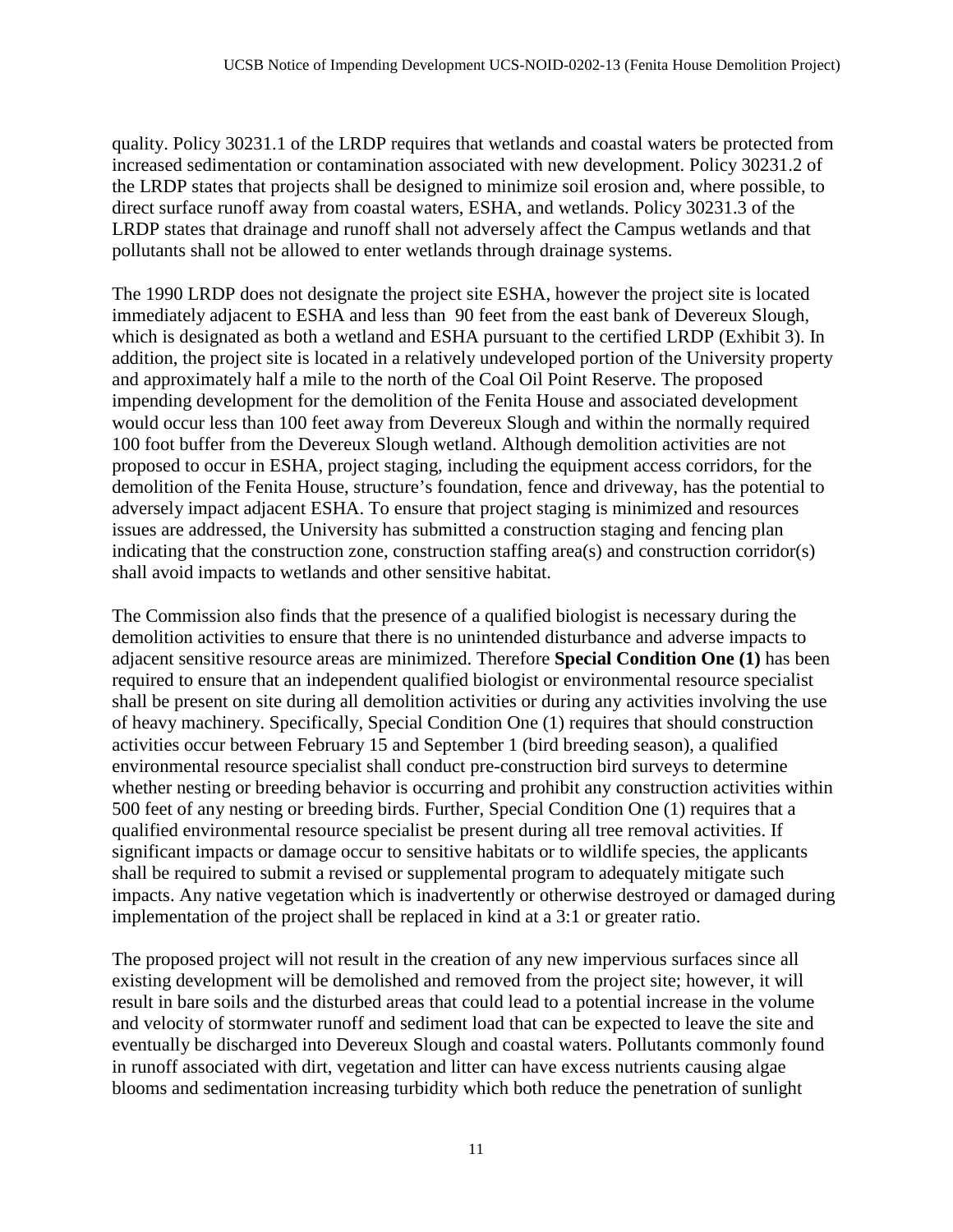quality. Policy 30231.1 of the LRDP requires that wetlands and coastal waters be protected from increased sedimentation or contamination associated with new development. Policy 30231.2 of the LRDP states that projects shall be designed to minimize soil erosion and, where possible, to direct surface runoff away from coastal waters, ESHA, and wetlands. Policy 30231.3 of the LRDP states that drainage and runoff shall not adversely affect the Campus wetlands and that pollutants shall not be allowed to enter wetlands through drainage systems.

The 1990 LRDP does not designate the project site ESHA, however the project site is located immediately adjacent to ESHA and less than 90 feet from the east bank of Devereux Slough, which is designated as both a wetland and ESHA pursuant to the certified LRDP (Exhibit 3). In addition, the project site is located in a relatively undeveloped portion of the University property and approximately half a mile to the north of the Coal Oil Point Reserve. The proposed impending development for the demolition of the Fenita House and associated development would occur less than 100 feet away from Devereux Slough and within the normally required 100 foot buffer from the Devereux Slough wetland. Although demolition activities are not proposed to occur in ESHA, project staging, including the equipment access corridors, for the demolition of the Fenita House, structure's foundation, fence and driveway, has the potential to adversely impact adjacent ESHA. To ensure that project staging is minimized and resources issues are addressed, the University has submitted a construction staging and fencing plan indicating that the construction zone, construction staffing area(s) and construction corridor(s) shall avoid impacts to wetlands and other sensitive habitat.

The Commission also finds that the presence of a qualified biologist is necessary during the demolition activities to ensure that there is no unintended disturbance and adverse impacts to adjacent sensitive resource areas are minimized. Therefore **Special Condition One (1)** has been required to ensure that an independent qualified biologist or environmental resource specialist shall be present on site during all demolition activities or during any activities involving the use of heavy machinery. Specifically, Special Condition One (1) requires that should construction activities occur between February 15 and September 1 (bird breeding season), a qualified environmental resource specialist shall conduct pre-construction bird surveys to determine whether nesting or breeding behavior is occurring and prohibit any construction activities within 500 feet of any nesting or breeding birds. Further, Special Condition One (1) requires that a qualified environmental resource specialist be present during all tree removal activities. If significant impacts or damage occur to sensitive habitats or to wildlife species, the applicants shall be required to submit a revised or supplemental program to adequately mitigate such impacts. Any native vegetation which is inadvertently or otherwise destroyed or damaged during implementation of the project shall be replaced in kind at a 3:1 or greater ratio.

The proposed project will not result in the creation of any new impervious surfaces since all existing development will be demolished and removed from the project site; however, it will result in bare soils and the disturbed areas that could lead to a potential increase in the volume and velocity of stormwater runoff and sediment load that can be expected to leave the site and eventually be discharged into Devereux Slough and coastal waters. Pollutants commonly found in runoff associated with dirt, vegetation and litter can have excess nutrients causing algae blooms and sedimentation increasing turbidity which both reduce the penetration of sunlight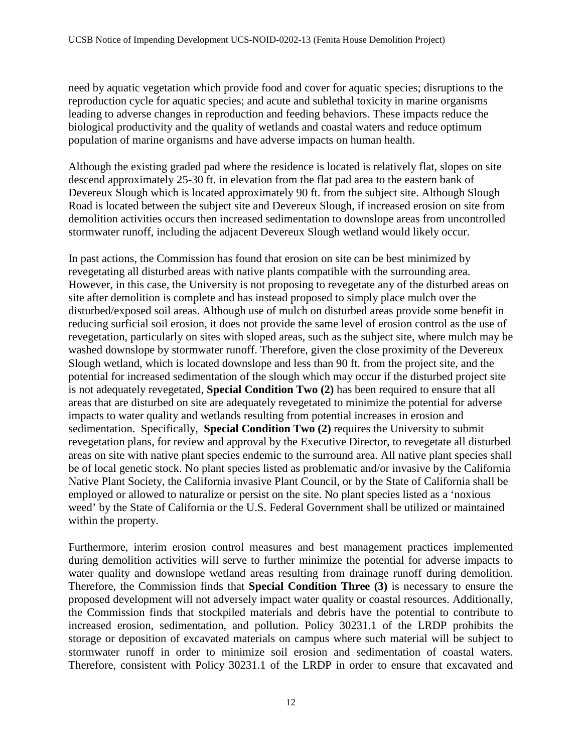need by aquatic vegetation which provide food and cover for aquatic species; disruptions to the reproduction cycle for aquatic species; and acute and sublethal toxicity in marine organisms leading to adverse changes in reproduction and feeding behaviors. These impacts reduce the biological productivity and the quality of wetlands and coastal waters and reduce optimum population of marine organisms and have adverse impacts on human health.

Although the existing graded pad where the residence is located is relatively flat, slopes on site descend approximately 25-30 ft. in elevation from the flat pad area to the eastern bank of Devereux Slough which is located approximately 90 ft. from the subject site. Although Slough Road is located between the subject site and Devereux Slough, if increased erosion on site from demolition activities occurs then increased sedimentation to downslope areas from uncontrolled stormwater runoff, including the adjacent Devereux Slough wetland would likely occur.

In past actions, the Commission has found that erosion on site can be best minimized by revegetating all disturbed areas with native plants compatible with the surrounding area. However, in this case, the University is not proposing to revegetate any of the disturbed areas on site after demolition is complete and has instead proposed to simply place mulch over the disturbed/exposed soil areas. Although use of mulch on disturbed areas provide some benefit in reducing surficial soil erosion, it does not provide the same level of erosion control as the use of revegetation, particularly on sites with sloped areas, such as the subject site, where mulch may be washed downslope by stormwater runoff. Therefore, given the close proximity of the Devereux Slough wetland, which is located downslope and less than 90 ft. from the project site, and the potential for increased sedimentation of the slough which may occur if the disturbed project site is not adequately revegetated, **Special Condition Two (2)** has been required to ensure that all areas that are disturbed on site are adequately revegetated to minimize the potential for adverse impacts to water quality and wetlands resulting from potential increases in erosion and sedimentation. Specifically, **Special Condition Two (2)** requires the University to submit revegetation plans, for review and approval by the Executive Director, to revegetate all disturbed areas on site with native plant species endemic to the surround area. All native plant species shall be of local genetic stock. No plant species listed as problematic and/or invasive by the California Native Plant Society, the California invasive Plant Council, or by the State of California shall be employed or allowed to naturalize or persist on the site. No plant species listed as a 'noxious weed' by the State of California or the U.S. Federal Government shall be utilized or maintained within the property.

Furthermore, interim erosion control measures and best management practices implemented during demolition activities will serve to further minimize the potential for adverse impacts to water quality and downslope wetland areas resulting from drainage runoff during demolition. Therefore, the Commission finds that **Special Condition Three (3)** is necessary to ensure the proposed development will not adversely impact water quality or coastal resources. Additionally, the Commission finds that stockpiled materials and debris have the potential to contribute to increased erosion, sedimentation, and pollution. Policy 30231.1 of the LRDP prohibits the storage or deposition of excavated materials on campus where such material will be subject to stormwater runoff in order to minimize soil erosion and sedimentation of coastal waters. Therefore, consistent with Policy 30231.1 of the LRDP in order to ensure that excavated and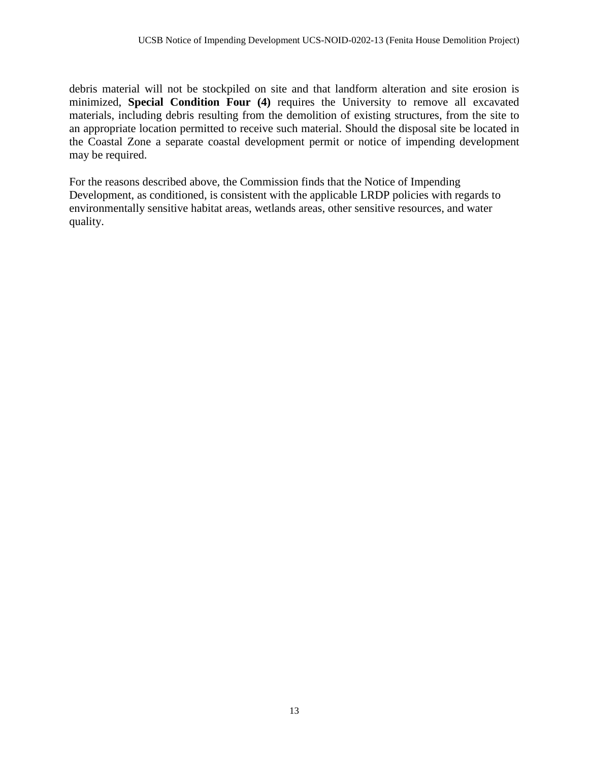debris material will not be stockpiled on site and that landform alteration and site erosion is minimized, **Special Condition Four (4)** requires the University to remove all excavated materials, including debris resulting from the demolition of existing structures, from the site to an appropriate location permitted to receive such material. Should the disposal site be located in the Coastal Zone a separate coastal development permit or notice of impending development may be required.

For the reasons described above, the Commission finds that the Notice of Impending Development, as conditioned, is consistent with the applicable LRDP policies with regards to environmentally sensitive habitat areas, wetlands areas, other sensitive resources, and water quality.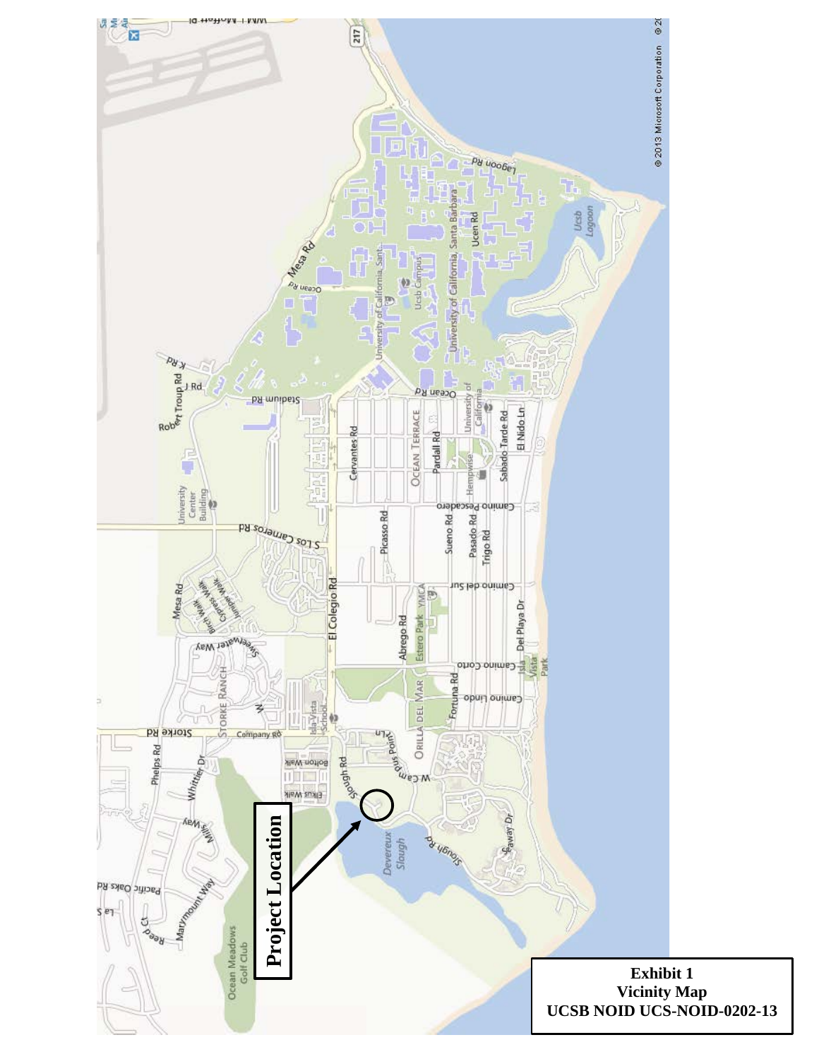**Exhibit 1**
**Vicinity Map**
**UCSB NOID UCS-NOID-0202-13**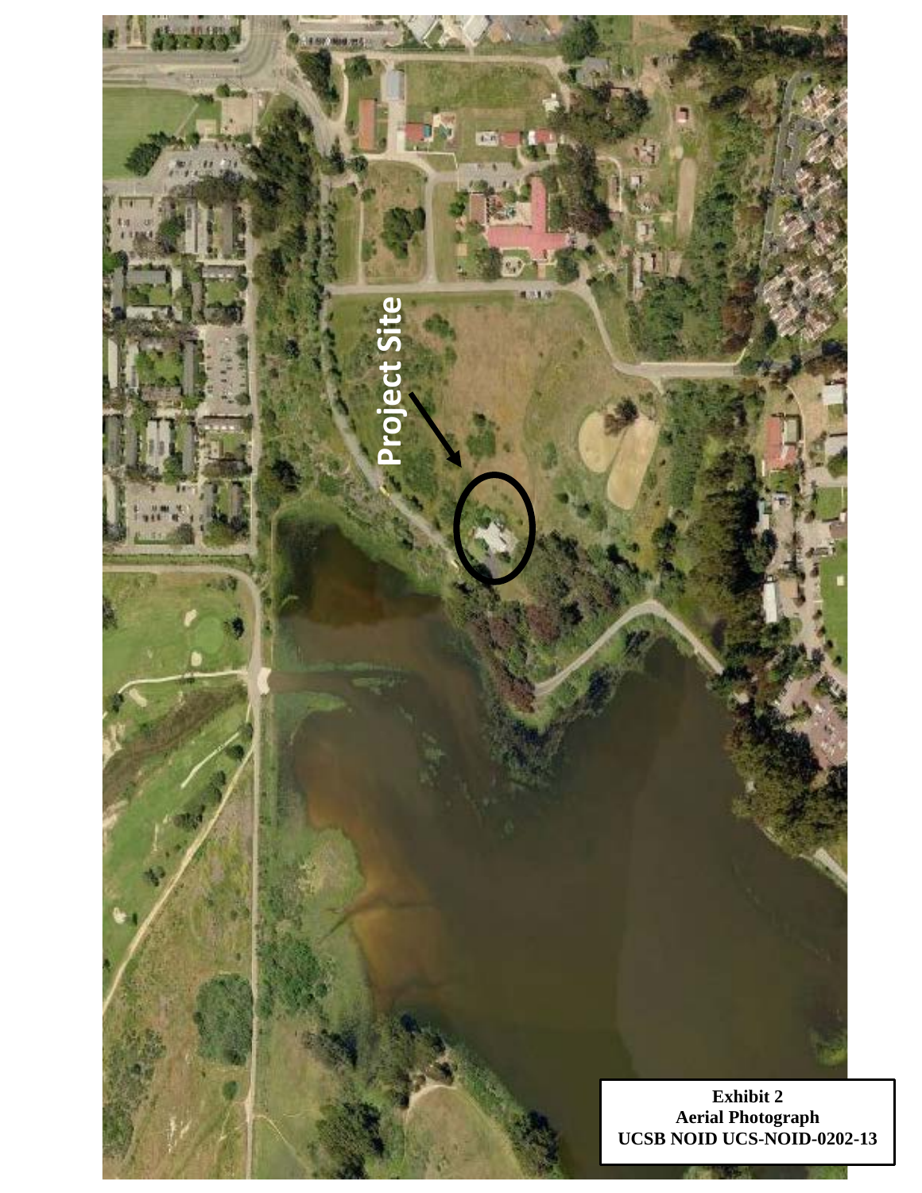Project Site

**Exhibit 2**
**Aerial Photograph**
**UCSB NOID UCS-NOID-0202-13**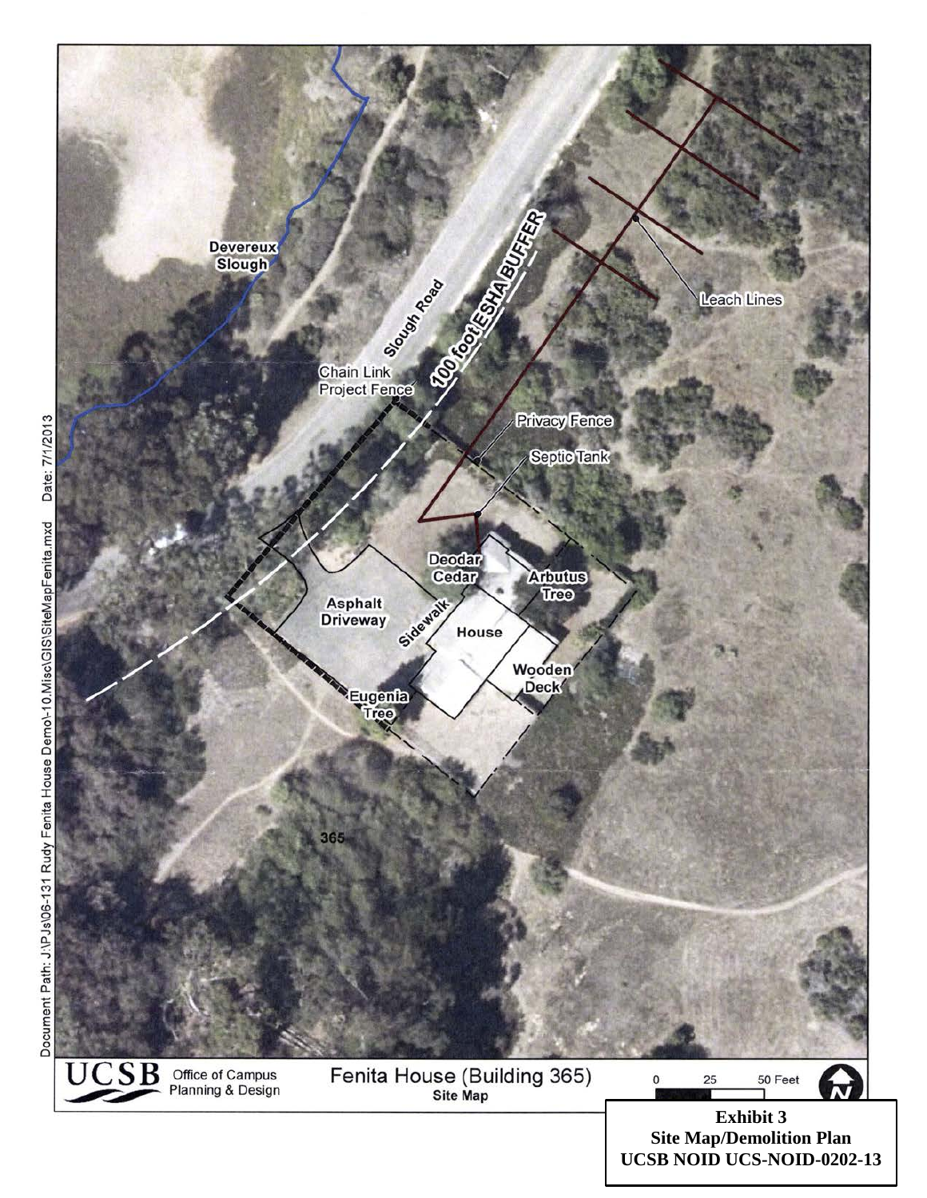Document Path: J:\PJs\06-131 Rudy Fenita House Demo\-10.Misc\GIS\SiteMapFenita.mxd Date: 7/1/2013

Devereux Slough

Slough Road

100 foot ESHA BUFFER

Leach Lines

Chain Link Project Fence

Privacy Fence

Septic Tank

Deodar Cedar

Arbutus Tree

Asphalt Driveway

Sidewalk

House

Wooden Deck

Eugenia Tree

365

UCSB Office of Campus Planning & Design

Fenita House (Building 365)
Site Map

0 25 50 Feet

N

**Exhibit 3**
**Site Map/Demolition Plan**
**UCSB NOID UCS-NOID-0202-13**